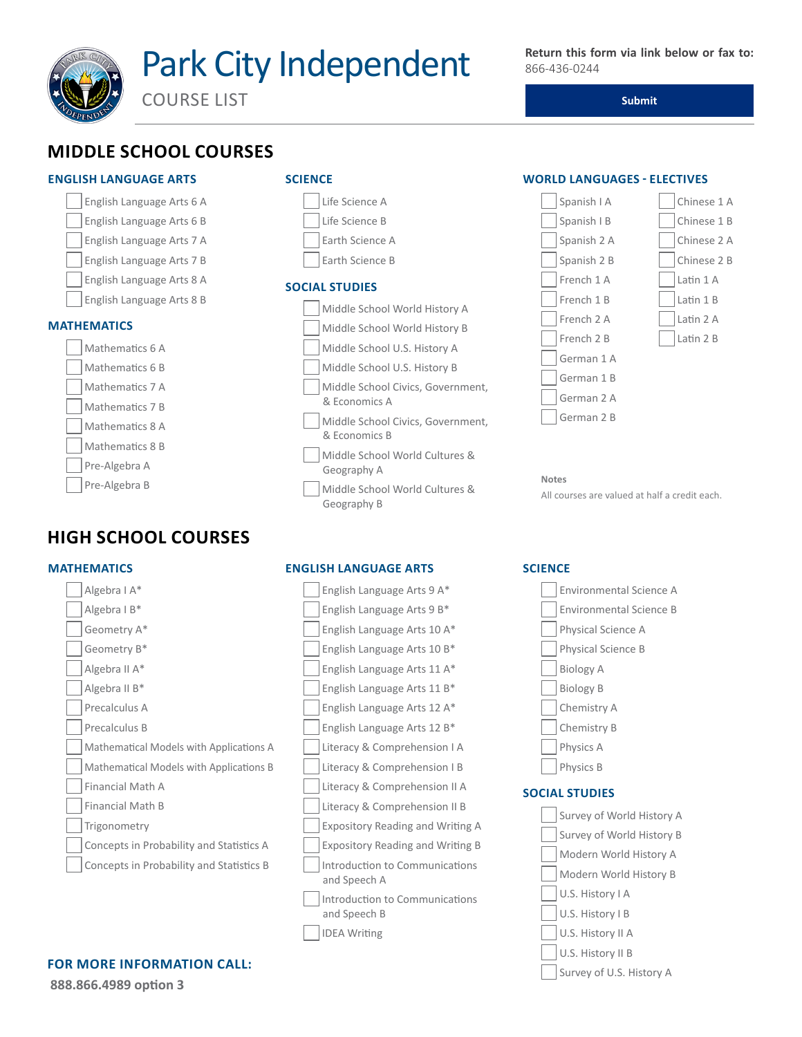# Park City Independent

COURSE LIST

**Return this form via link below or fax to:**
866-436-0244

Submit

## MIDDLE SCHOOL COURSES

### ENGLISH LANGUAGE ARTS

- [ ] English Language Arts 6 A
- [ ] English Language Arts 6 B
- [ ] English Language Arts 7 A
- [ ] English Language Arts 7 B
- [ ] English Language Arts 8 A
- [ ] English Language Arts 8 B

### MATHEMATICS

- [ ] Mathematics 6 A
- [ ] Mathematics 6 B
- [ ] Mathematics 7 A
- [ ] Mathematics 7 B
- [ ] Mathematics 8 A
- [ ] Mathematics 8 B
- [ ] Pre-Algebra A
- [ ] Pre-Algebra B

### SCIENCE

- [ ] Life Science A
- [ ] Life Science B
- [ ] Earth Science A
- [ ] Earth Science B

### SOCIAL STUDIES

- [ ] Middle School World History A
- [ ] Middle School World History B
- [ ] Middle School U.S. History A
- [ ] Middle School U.S. History B
- [ ] Middle School Civics, Government, & Economics A
- [ ] Middle School Civics, Government, & Economics B
- [ ] Middle School World Cultures & Geography A
- [ ] Middle School World Cultures & Geography B

### WORLD LANGUAGES - ELECTIVES

- [ ] Spanish I A
- [ ] Spanish I B
- [ ] Spanish 2 A
- [ ] Spanish 2 B
- [ ] French 1 A
- [ ] French 1 B
- [ ] French 2 A
- [ ] French 2 B
- [ ] German 1 A
- [ ] German 1 B
- [ ] German 2 A
- [ ] German 2 B
- [ ] Chinese 1 A
- [ ] Chinese 1 B
- [ ] Chinese 2 A
- [ ] Chinese 2 B
- [ ] Latin 1 A
- [ ] Latin 1 B
- [ ] Latin 2 A
- [ ] Latin 2 B

**Notes**

All courses are valued at half a credit each.

## HIGH SCHOOL COURSES

### MATHEMATICS

- [ ] Algebra I A*
- [ ] Algebra I B*
- [ ] Geometry A*
- [ ] Geometry B*
- [ ] Algebra II A*
- [ ] Algebra II B*
- [ ] Precalculus A
- [ ] Precalculus B
- [ ] Mathematical Models with Applications A
- [ ] Mathematical Models with Applications B
- [ ] Financial Math A
- [ ] Financial Math B
- [ ] Trigonometry
- [ ] Concepts in Probability and Statistics A
- [ ] Concepts in Probability and Statistics B

### ENGLISH LANGUAGE ARTS

- [ ] English Language Arts 9 A*
- [ ] English Language Arts 9 B*
- [ ] English Language Arts 10 A*
- [ ] English Language Arts 10 B*
- [ ] English Language Arts 11 A*
- [ ] English Language Arts 11 B*
- [ ] English Language Arts 12 A*
- [ ] English Language Arts 12 B*
- [ ] Literacy & Comprehension I A
- [ ] Literacy & Comprehension I B
- [ ] Literacy & Comprehension II A
- [ ] Literacy & Comprehension II B
- [ ] Expository Reading and Writing A
- [ ] Expository Reading and Writing B
- [ ] Introduction to Communications and Speech A
- [ ] Introduction to Communications and Speech B
- [ ] IDEA Writing

### SCIENCE

- [ ] Environmental Science A
- [ ] Environmental Science B
- [ ] Physical Science A
- [ ] Physical Science B
- [ ] Biology A
- [ ] Biology B
- [ ] Chemistry A
- [ ] Chemistry B
- [ ] Physics A
- [ ] Physics B

### SOCIAL STUDIES

- [ ] Survey of World History A
- [ ] Survey of World History B
- [ ] Modern World History A
- [ ] Modern World History B
- [ ] U.S. History I A
- [ ] U.S. History I B
- [ ] U.S. History II A
- [ ] U.S. History II B
- [ ] Survey of U.S. History A

### FOR MORE INFORMATION CALL:

**888.866.4989 option 3**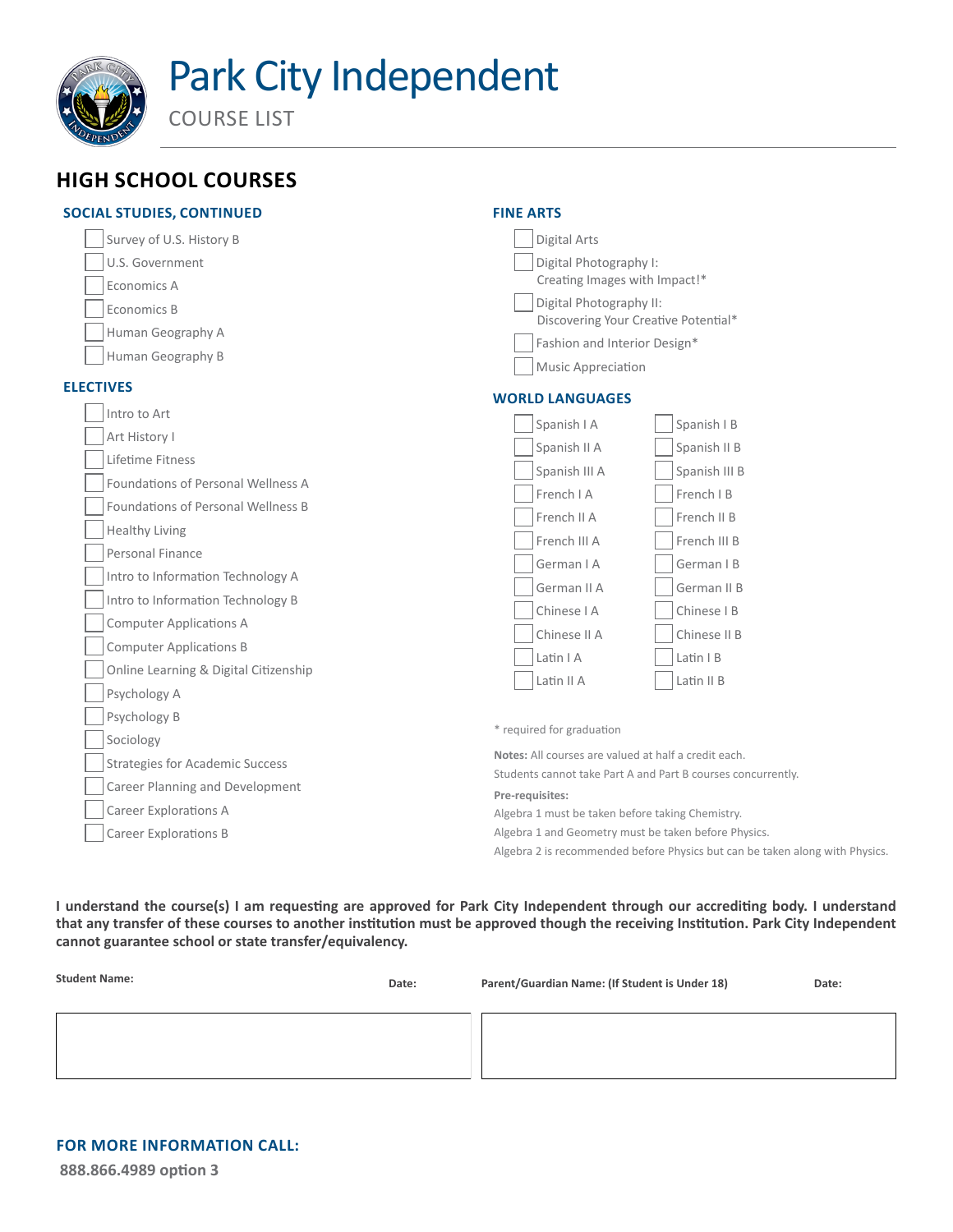# Park City Independent

COURSE LIST

## HIGH SCHOOL COURSES

### SOCIAL STUDIES, CONTINUED

- Survey of U.S. History B
- U.S. Government
- Economics A
- Economics B
- Human Geography A
- Human Geography B

### ELECTIVES

- Intro to Art
- Art History I
- Lifetime Fitness
- Foundations of Personal Wellness A
- Foundations of Personal Wellness B
- Healthy Living
- Personal Finance
- Intro to Information Technology A
- Intro to Information Technology B
- Computer Applications A
- Computer Applications B
- Online Learning & Digital Citizenship
- Psychology A
- Psychology B
- Sociology
- Strategies for Academic Success
- Career Planning and Development
- Career Explorations A
- Career Explorations B

### FINE ARTS

- Digital Arts
- Digital Photography I: Creating Images with Impact!*
- Digital Photography II: Discovering Your Creative Potential*
- Fashion and Interior Design*
- Music Appreciation

### WORLD LANGUAGES

| | |
|---|---|
| Spanish I A | Spanish I B |
| Spanish II A | Spanish II B |
| Spanish III A | Spanish III B |
| French I A | French I B |
| French II A | French II B |
| French III A | French III B |
| German I A | German I B |
| German II A | German II B |
| Chinese I A | Chinese I B |
| Chinese II A | Chinese II B |
| Latin I A | Latin I B |
| Latin II A | Latin II B |

\* required for graduation

**Notes:** All courses are valued at half a credit each.

Students cannot take Part A and Part B courses concurrently.

**Pre-requisites:**

Algebra 1 must be taken before taking Chemistry.

Algebra 1 and Geometry must be taken before Physics.

Algebra 2 is recommended before Physics but can be taken along with Physics.

**I understand the course(s) I am requesting are approved for Park City Independent through our accrediting body. I understand that any transfer of these courses to another institution must be approved though the receiving Institution. Park City Independent cannot guarantee school or state transfer/equivalency.**

| Student Name: | Date: | Parent/Guardian Name: (If Student is Under 18) | Date: |
|---|---|---|---|
| | | | |

### FOR MORE INFORMATION CALL:

**888.866.4989 option 3**